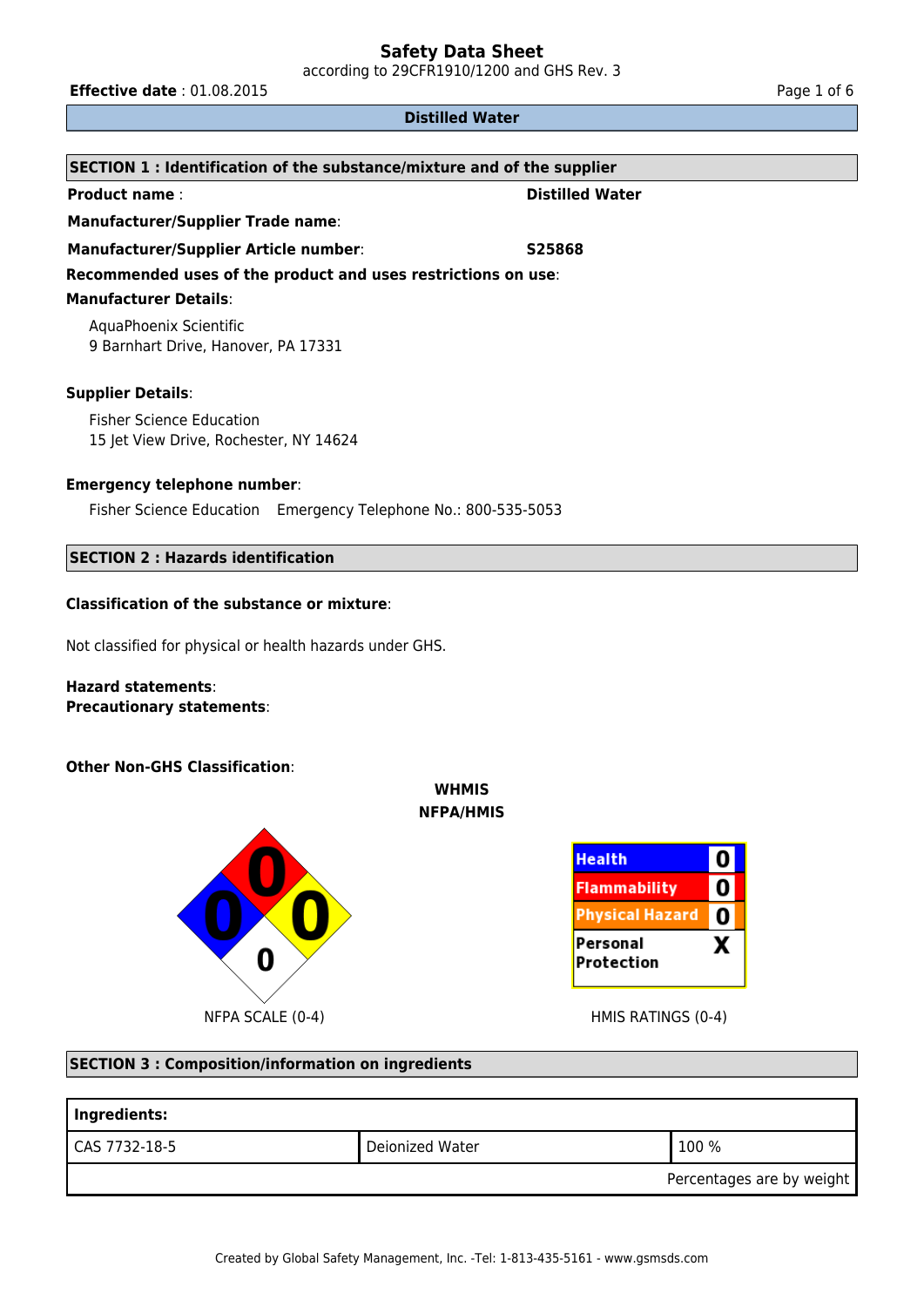# Safety Data Sheet

according to 29CFR1910/1200 and GHS Rev. 3

**Effective date** : 01.08.2015

**Distilled Water**

## SECTION 1 : Identification of the substance/mixture and of the supplier

**Product name** : **Distilled Water**

**Manufacturer/Supplier Trade name**:

**Manufacturer/Supplier Article number**: **S25868**

**Recommended uses of the product and uses restrictions on use**:

**Manufacturer Details**:

AquaPhoenix Scientific
9 Barnhart Drive, Hanover, PA 17331

**Supplier Details**:

Fisher Science Education
15 Jet View Drive, Rochester, NY 14624

**Emergency telephone number**:

Fisher Science Education Emergency Telephone No.: 800-535-5053

## SECTION 2 : Hazards identification

**Classification of the substance or mixture**:

Not classified for physical or health hazards under GHS.

**Hazard statements**:
**Precautionary statements**:

**Other Non-GHS Classification**:

**WHMIS**
**NFPA/HMIS**

NFPA: Health 0, Flammability 0, Reactivity 0, Special 0

NFPA SCALE (0-4)

| HMIS | |
|---|---|
| Health | 0 |
| Flammability | 0 |
| Physical Hazard | 0 |
| Personal Protection | X |

HMIS RATINGS (0-4)

## SECTION 3 : Composition/information on ingredients

| Ingredients: | | |
|---|---|---|
| CAS 7732-18-5 | Deionized Water | 100 % |
| | | Percentages are by weight |

Created by Global Safety Management, Inc. -Tel: 1-813-435-5161 - www.gsmsds.com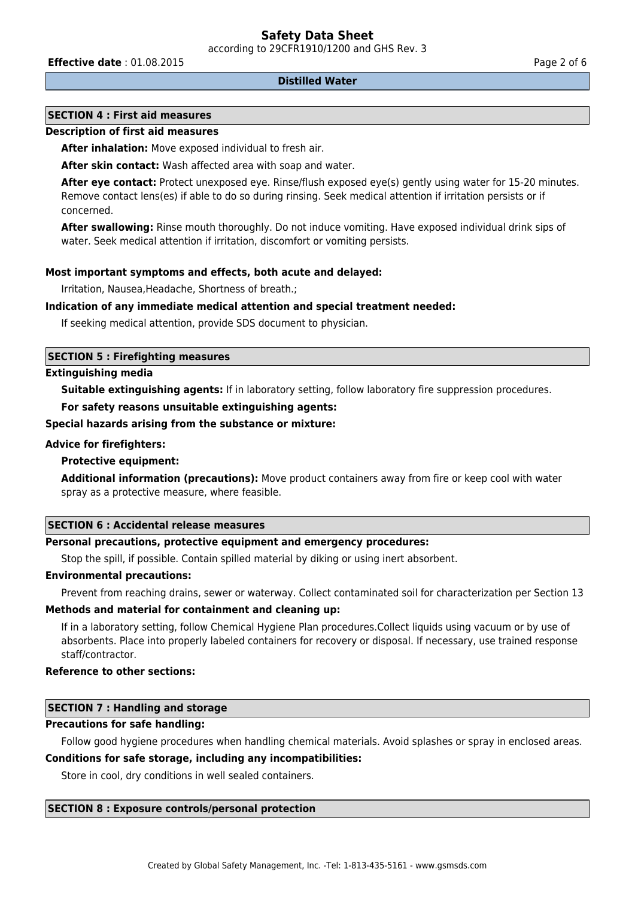**Distilled Water**

## SECTION 4 : First aid measures

### Description of first aid measures

**After inhalation:** Move exposed individual to fresh air.

**After skin contact:** Wash affected area with soap and water.

**After eye contact:** Protect unexposed eye. Rinse/flush exposed eye(s) gently using water for 15-20 minutes. Remove contact lens(es) if able to do so during rinsing. Seek medical attention if irritation persists or if concerned.

**After swallowing:** Rinse mouth thoroughly. Do not induce vomiting. Have exposed individual drink sips of water. Seek medical attention if irritation, discomfort or vomiting persists.

### Most important symptoms and effects, both acute and delayed:

Irritation, Nausea,Headache, Shortness of breath.;

### Indication of any immediate medical attention and special treatment needed:

If seeking medical attention, provide SDS document to physician.

## SECTION 5 : Firefighting measures

### Extinguishing media

**Suitable extinguishing agents:** If in laboratory setting, follow laboratory fire suppression procedures.

**For safety reasons unsuitable extinguishing agents:**

### Special hazards arising from the substance or mixture:

### Advice for firefighters:

**Protective equipment:**

**Additional information (precautions):** Move product containers away from fire or keep cool with water spray as a protective measure, where feasible.

## SECTION 6 : Accidental release measures

### Personal precautions, protective equipment and emergency procedures:

Stop the spill, if possible. Contain spilled material by diking or using inert absorbent.

### Environmental precautions:

Prevent from reaching drains, sewer or waterway. Collect contaminated soil for characterization per Section 13

### Methods and material for containment and cleaning up:

If in a laboratory setting, follow Chemical Hygiene Plan procedures.Collect liquids using vacuum or by use of absorbents. Place into properly labeled containers for recovery or disposal. If necessary, use trained response staff/contractor.

### Reference to other sections:

## SECTION 7 : Handling and storage

### Precautions for safe handling:

Follow good hygiene procedures when handling chemical materials. Avoid splashes or spray in enclosed areas.

### Conditions for safe storage, including any incompatibilities:

Store in cool, dry conditions in well sealed containers.

## SECTION 8 : Exposure controls/personal protection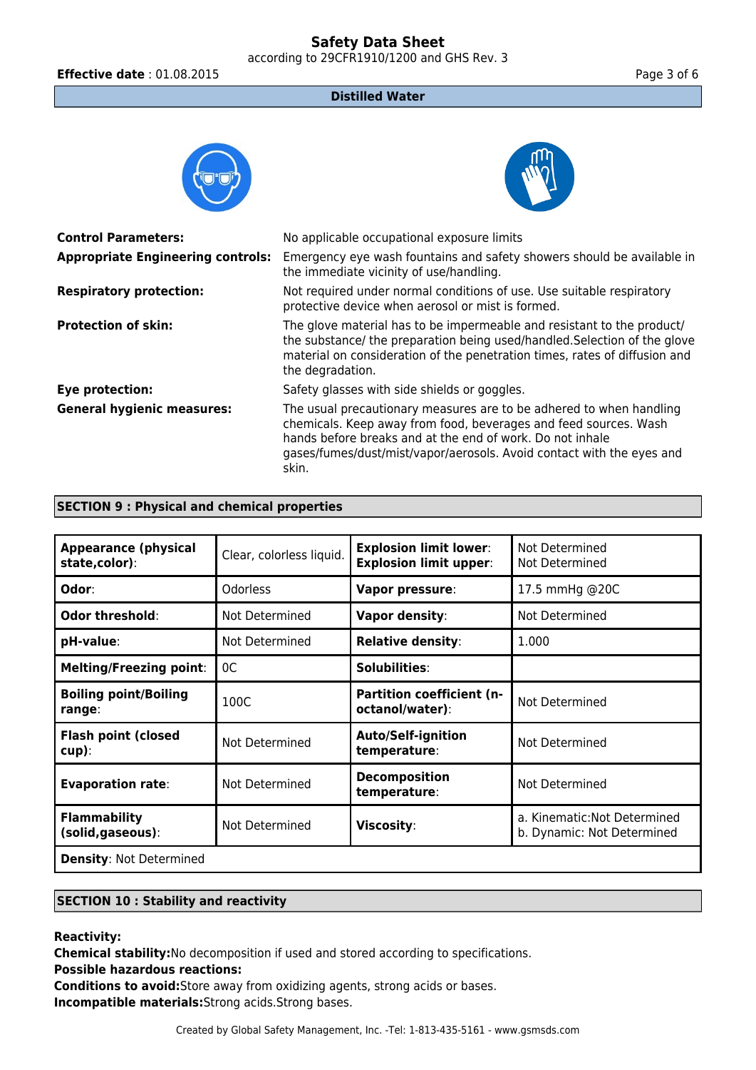**Control Parameters:** No applicable occupational exposure limits

**Appropriate Engineering controls:** Emergency eye wash fountains and safety showers should be available in the immediate vicinity of use/handling.

**Respiratory protection:** Not required under normal conditions of use. Use suitable respiratory protective device when aerosol or mist is formed.

**Protection of skin:** The glove material has to be impermeable and resistant to the product/ the substance/ the preparation being used/handled.Selection of the glove material on consideration of the penetration times, rates of diffusion and the degradation.

**Eye protection:** Safety glasses with side shields or goggles.

**General hygienic measures:** The usual precautionary measures are to be adhered to when handling chemicals. Keep away from food, beverages and feed sources. Wash hands before breaks and at the end of work. Do not inhale gases/fumes/dust/mist/vapor/aerosols. Avoid contact with the eyes and skin.

## SECTION 9 : Physical and chemical properties

| | | | |
|---|---|---|---|
| **Appearance (physical state,color)**: | Clear, colorless liquid. | **Explosion limit lower**: **Explosion limit upper**: | Not Determined Not Determined |
| **Odor**: | Odorless | **Vapor pressure**: | 17.5 mmHg @20C |
| **Odor threshold**: | Not Determined | **Vapor density**: | Not Determined |
| **pH-value**: | Not Determined | **Relative density**: | 1.000 |
| **Melting/Freezing point**: | 0C | **Solubilities**: | |
| **Boiling point/Boiling range**: | 100C | **Partition coefficient (n-octanol/water)**: | Not Determined |
| **Flash point (closed cup)**: | Not Determined | **Auto/Self-ignition temperature**: | Not Determined |
| **Evaporation rate**: | Not Determined | **Decomposition temperature**: | Not Determined |
| **Flammability (solid,gaseous)**: | Not Determined | **Viscosity**: | a. Kinematic:Not Determined b. Dynamic: Not Determined |
| **Density**: Not Determined | | | |

## SECTION 10 : Stability and reactivity

**Reactivity:**

**Chemical stability:**No decomposition if used and stored according to specifications.

**Possible hazardous reactions:**

**Conditions to avoid:**Store away from oxidizing agents, strong acids or bases.

**Incompatible materials:**Strong acids.Strong bases.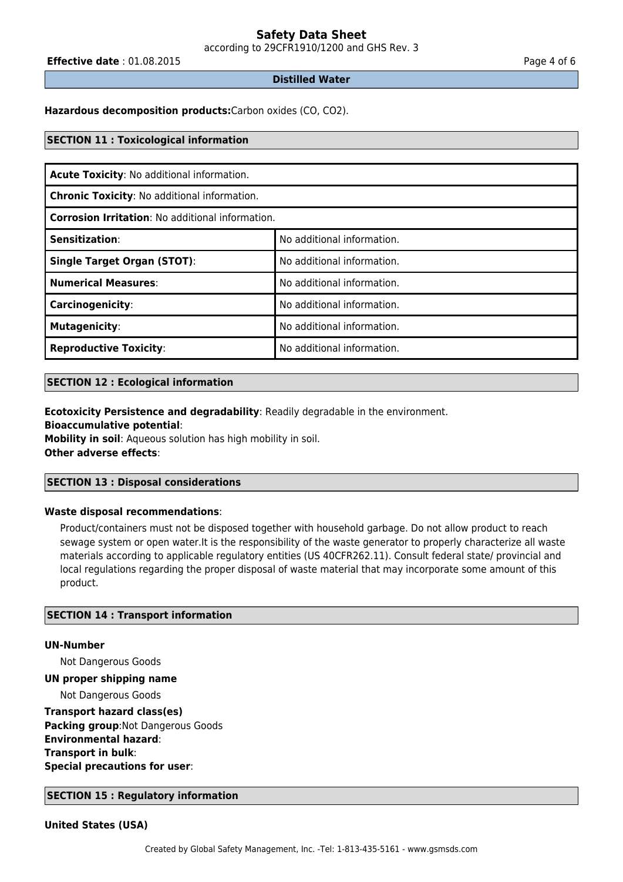**Hazardous decomposition products:**Carbon oxides (CO, $CO_2$).

## SECTION 11 : Toxicological information

| **Acute Toxicity**: No additional information. | |
|---|---|
| **Chronic Toxicity**: No additional information. | |
| **Corrosion Irritation**: No additional information. | |
| **Sensitization**: | No additional information. |
| **Single Target Organ (STOT)**: | No additional information. |
| **Numerical Measures**: | No additional information. |
| **Carcinogenicity**: | No additional information. |
| **Mutagenicity**: | No additional information. |
| **Reproductive Toxicity**: | No additional information. |

## SECTION 12 : Ecological information

**Ecotoxicity Persistence and degradability**: Readily degradable in the environment.
**Bioaccumulative potential**:
**Mobility in soil**: Aqueous solution has high mobility in soil.
**Other adverse effects**:

## SECTION 13 : Disposal considerations

**Waste disposal recommendations**:

Product/containers must not be disposed together with household garbage. Do not allow product to reach sewage system or open water.It is the responsibility of the waste generator to properly characterize all waste materials according to applicable regulatory entities (US 40CFR262.11). Consult federal state/ provincial and local regulations regarding the proper disposal of waste material that may incorporate some amount of this product.

## SECTION 14 : Transport information

**UN-Number**

Not Dangerous Goods

**UN proper shipping name**

Not Dangerous Goods

**Transport hazard class(es)**
**Packing group**:Not Dangerous Goods
**Environmental hazard**:
**Transport in bulk**:
**Special precautions for user**:

## SECTION 15 : Regulatory information

**United States (USA)**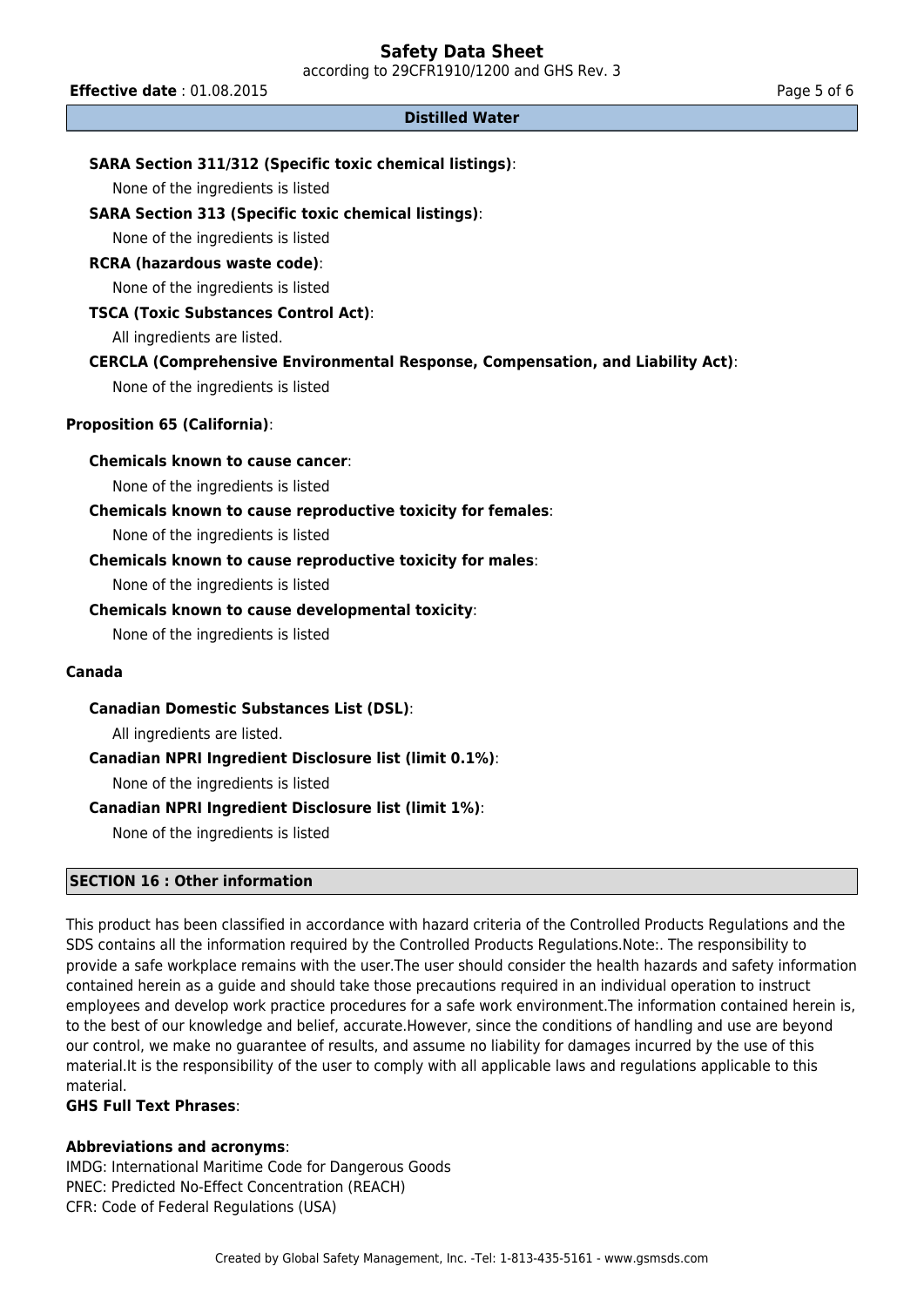**SARA Section 311/312 (Specific toxic chemical listings)**:

None of the ingredients is listed

**SARA Section 313 (Specific toxic chemical listings)**:

None of the ingredients is listed

**RCRA (hazardous waste code)**:

None of the ingredients is listed

**TSCA (Toxic Substances Control Act)**:

All ingredients are listed.

**CERCLA (Comprehensive Environmental Response, Compensation, and Liability Act)**:

None of the ingredients is listed

**Proposition 65 (California)**:

**Chemicals known to cause cancer**:

None of the ingredients is listed

**Chemicals known to cause reproductive toxicity for females**:

None of the ingredients is listed

**Chemicals known to cause reproductive toxicity for males**:

None of the ingredients is listed

**Chemicals known to cause developmental toxicity**:

None of the ingredients is listed

**Canada**

**Canadian Domestic Substances List (DSL)**:

All ingredients are listed.

**Canadian NPRI Ingredient Disclosure list (limit 0.1%)**:

None of the ingredients is listed

**Canadian NPRI Ingredient Disclosure list (limit 1%)**:

None of the ingredients is listed

## SECTION 16 : Other information

This product has been classified in accordance with hazard criteria of the Controlled Products Regulations and the SDS contains all the information required by the Controlled Products Regulations.Note:. The responsibility to provide a safe workplace remains with the user.The user should consider the health hazards and safety information contained herein as a guide and should take those precautions required in an individual operation to instruct employees and develop work practice procedures for a safe work environment.The information contained herein is, to the best of our knowledge and belief, accurate.However, since the conditions of handling and use are beyond our control, we make no guarantee of results, and assume no liability for damages incurred by the use of this material.It is the responsibility of the user to comply with all applicable laws and regulations applicable to this material.

**GHS Full Text Phrases**:

**Abbreviations and acronyms**:

IMDG: International Maritime Code for Dangerous Goods
PNEC: Predicted No-Effect Concentration (REACH)
CFR: Code of Federal Regulations (USA)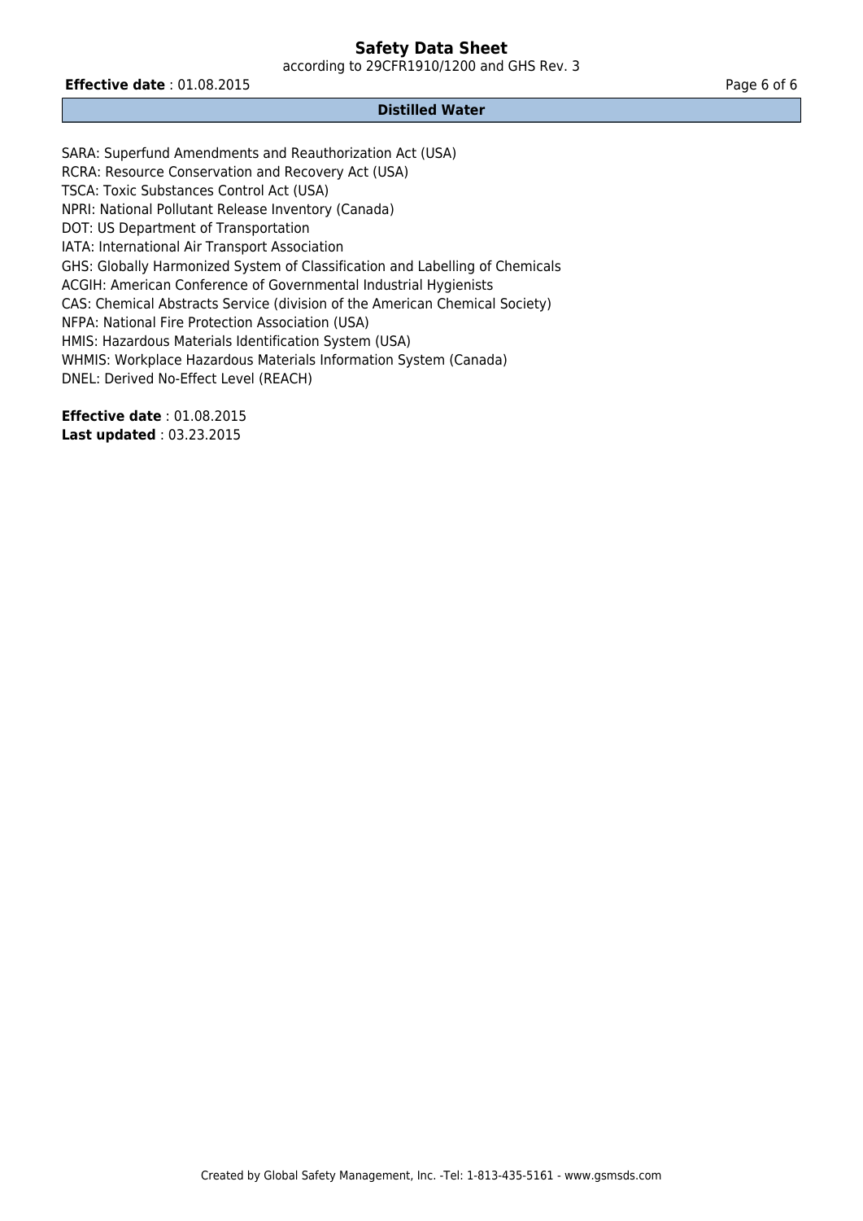SARA: Superfund Amendments and Reauthorization Act (USA)
RCRA: Resource Conservation and Recovery Act (USA)
TSCA: Toxic Substances Control Act (USA)
NPRI: National Pollutant Release Inventory (Canada)
DOT: US Department of Transportation
IATA: International Air Transport Association
GHS: Globally Harmonized System of Classification and Labelling of Chemicals
ACGIH: American Conference of Governmental Industrial Hygienists
CAS: Chemical Abstracts Service (division of the American Chemical Society)
NFPA: National Fire Protection Association (USA)
HMIS: Hazardous Materials Identification System (USA)
WHMIS: Workplace Hazardous Materials Information System (Canada)
DNEL: Derived No-Effect Level (REACH)

**Effective date** : 01.08.2015
**Last updated** : 03.23.2015